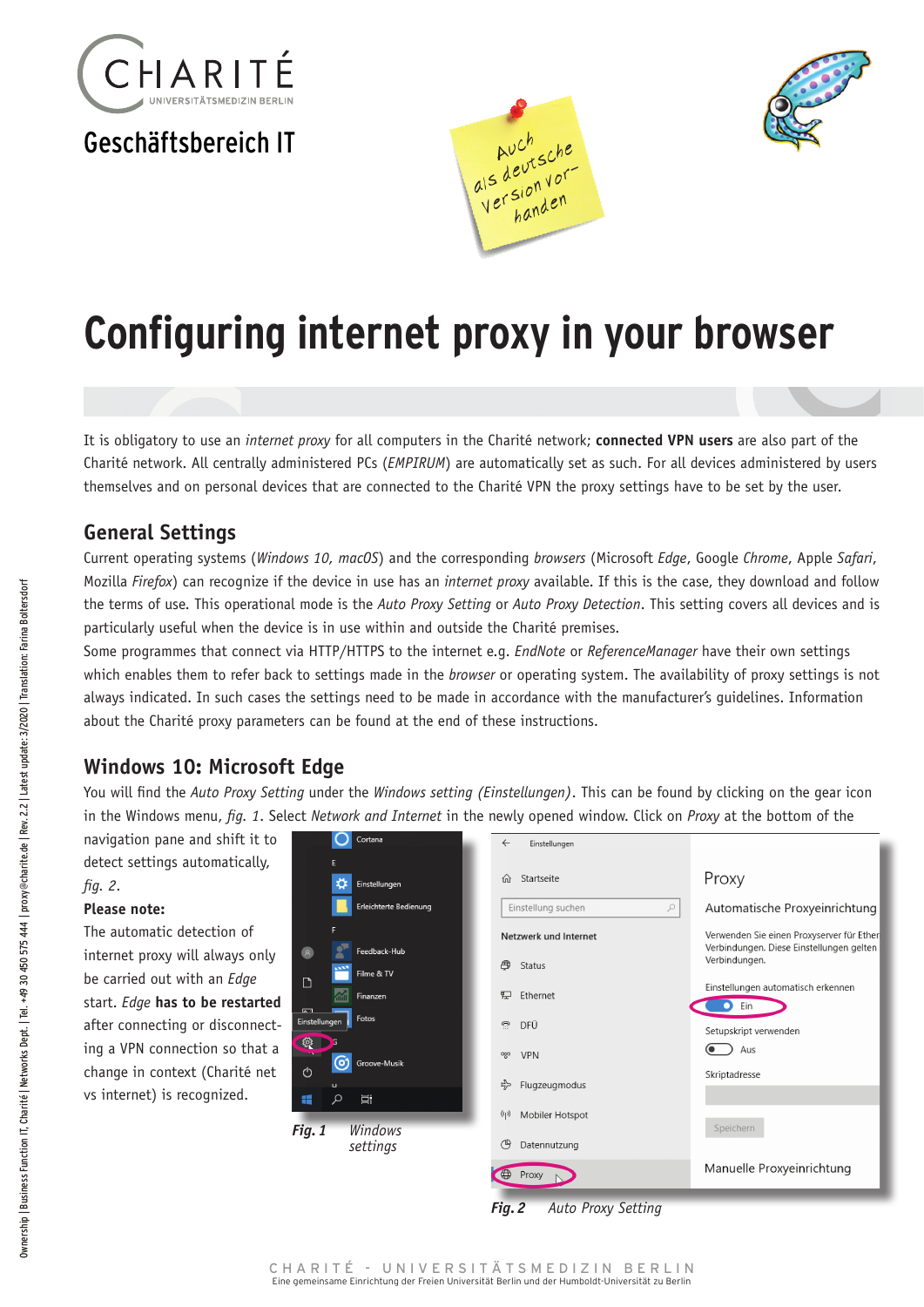CHARITÉ
UNIVERSITÄTSMEDIZIN BERLIN

Geschäftsbereich IT

Auch als deutsche Version vorhanden

# Configuring internet proxy in your browser

It is obligatory to use an *internet proxy* for all computers in the Charité network; **connected VPN users** are also part of the Charité network. All centrally administered PCs (*EMPIRUM*) are automatically set as such. For all devices administered by users themselves and on personal devices that are connected to the Charité VPN the proxy settings have to be set by the user.

## General Settings

Current operating systems (*Windows 10, macOS*) and the corresponding *browsers* (Microsoft *Edge*, Google *Chrome*, Apple *Safari*, Mozilla *Firefox*) can recognize if the device in use has an *internet proxy* available. If this is the case, they download and follow the terms of use. This operational mode is the *Auto Proxy Setting* or *Auto Proxy Detection*. This setting covers all devices and is particularly useful when the device is in use within and outside the Charité premises.

Some programmes that connect via HTTP/HTTPS to the internet e.g. *EndNote* or *ReferenceManager* have their own settings which enables them to refer back to settings made in the *browser* or operating system. The availability of proxy settings is not always indicated. In such cases the settings need to be made in accordance with the manufacturer's guidelines. Information about the Charité proxy parameters can be found at the end of these instructions.

## Windows 10: Microsoft Edge

You will find the *Auto Proxy Setting* under the *Windows setting (Einstellungen)*. This can be found by clicking on the gear icon in the Windows menu, *fig. 1*. Select *Network and Internet* in the newly opened window. Click on *Proxy* at the bottom of the navigation pane and shift it to detect settings automatically, *fig. 2*.

**Please note:**

The automatic detection of internet proxy will always only be carried out with an *Edge* start. *Edge* **has to be restarted** after connecting or disconnecting a VPN connection so that a change in context (Charité net vs internet) is recognized.

***Fig. 1*** *Windows settings*

***Fig. 2*** *Auto Proxy Setting*

Ownership | Business Function IT, Charité | Networks Dept. | Tel. +49 30 450 575 444 | proxy@charite.de | Rev. 2.2 | Latest update: 3/2020 | Translation: Farina Boltersdorf

CHARITÉ – UNIVERSITÄTSMEDIZIN BERLIN
Eine gemeinsame Einrichtung der Freien Universität Berlin und der Humboldt-Universität zu Berlin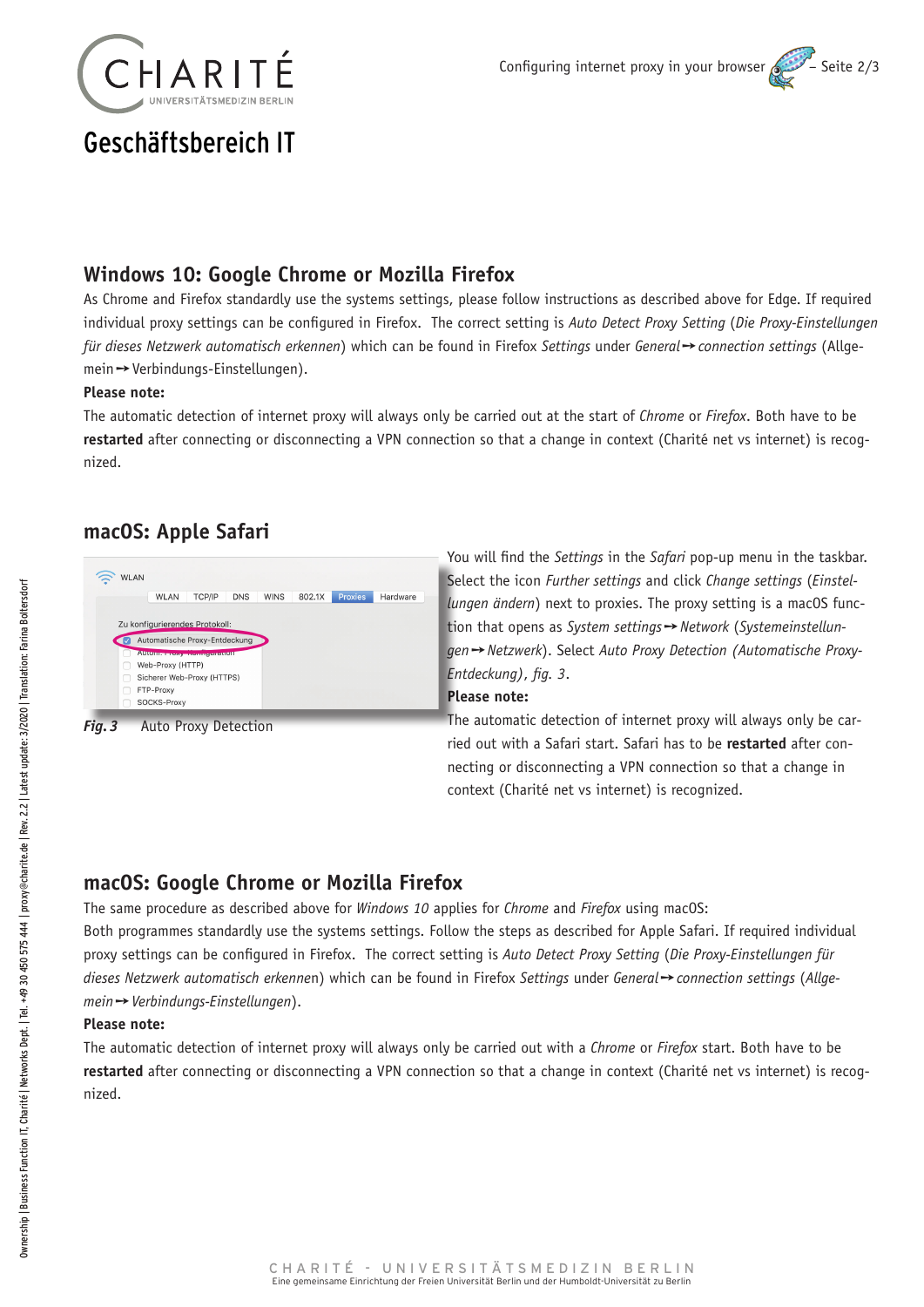## Windows 10: Google Chrome or Mozilla Firefox

As Chrome and Firefox standardly use the systems settings, please follow instructions as described above for Edge. If required individual proxy settings can be configured in Firefox. The correct setting is *Auto Detect Proxy Setting* (*Die Proxy-Einstellungen für dieses Netzwerk automatisch erkennen*) which can be found in Firefox *Settings* under *General*→ *connection settings* (Allgemein→ Verbindungs-Einstellungen).

**Please note:**

The automatic detection of internet proxy will always only be carried out at the start of *Chrome* or *Firefox*. Both have to be **restarted** after connecting or disconnecting a VPN connection so that a change in context (Charité net vs internet) is recognized.

## macOS: Apple Safari

***Fig. 3*** Auto Proxy Detection

You will find the *Settings* in the *Safari* pop-up menu in the taskbar. Select the icon *Further settings* and click *Change settings* (*Einstellungen ändern*) next to proxies. The proxy setting is a macOS function that opens as *System settings*→ *Network* (*Systemeinstellungen*→ *Netzwerk*). Select *Auto Proxy Detection (Automatische Proxy-Entdeckung), fig. 3*.

**Please note:**

The automatic detection of internet proxy will always only be carried out with a Safari start. Safari has to be **restarted** after connecting or disconnecting a VPN connection so that a change in context (Charité net vs internet) is recognized.

## macOS: Google Chrome or Mozilla Firefox

The same procedure as described above for *Windows 10* applies for *Chrome* and *Firefox* using macOS:

Both programmes standardly use the systems settings. Follow the steps as described for Apple Safari. If required individual proxy settings can be configured in Firefox. The correct setting is *Auto Detect Proxy Setting* (*Die Proxy-Einstellungen für dieses Netzwerk automatisch erkennen*) which can be found in Firefox *Settings* under *General*→ *connection settings* (*Allgemein*→ *Verbindungs-Einstellungen*).

**Please note:**

The automatic detection of internet proxy will always only be carried out with a *Chrome* or *Firefox* start. Both have to be **restarted** after connecting or disconnecting a VPN connection so that a change in context (Charité net vs internet) is recognized.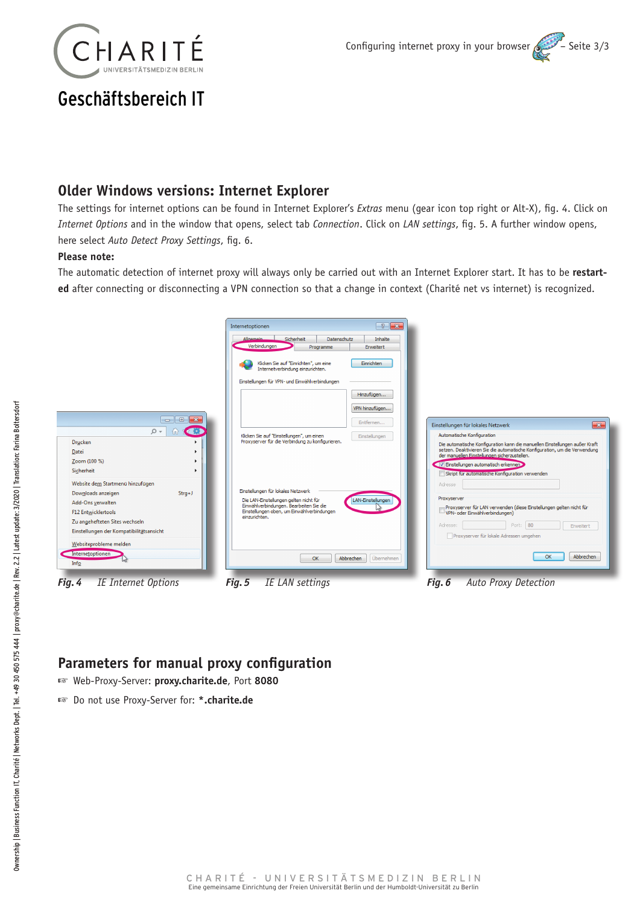# Geschäftsbereich IT

## Older Windows versions: Internet Explorer

The settings for internet options can be found in Internet Explorer's *Extras* menu (gear icon top right or Alt-X), fig. 4. Click on *Internet Options* and in the window that opens, select tab *Connection*. Click on *LAN settings*, fig. 5. A further window opens, here select *Auto Detect Proxy Settings*, fig. 6.

**Please note:**

The automatic detection of internet proxy will always only be carried out with an Internet Explorer start. It has to be **restarted** after connecting or disconnecting a VPN connection so that a change in context (Charité net vs internet) is recognized.

***Fig. 4*** *IE Internet Options*

***Fig. 5*** *IE LAN settings*

***Fig. 6*** *Auto Proxy Detection*

## Parameters for manual proxy configuration

☞ Web-Proxy-Server: **proxy.charite.de**, Port **8080**

☞ Do not use Proxy-Server for: **\*.charite.de**